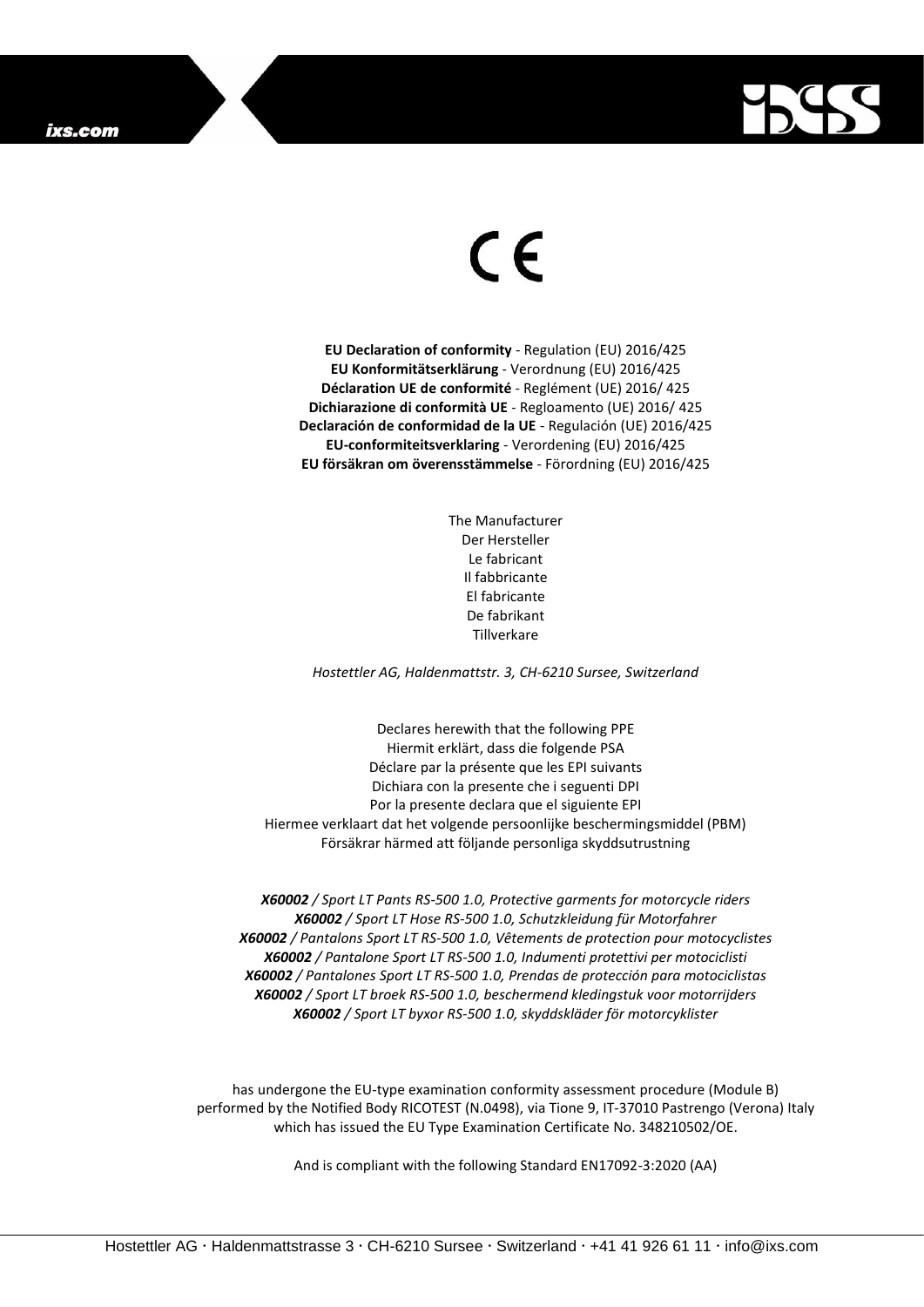CE

**EU Declaration of conformity** - Regulation (EU) 2016/425
**EU Konformitätserklärung** - Verordnung (EU) 2016/425
**Déclaration UE de conformité** - Reglément (UE) 2016/ 425
**Dichiarazione di conformità UE** - Regloamento (UE) 2016/ 425
**Declaración de conformidad de la UE** - Regulación (UE) 2016/425
**EU-conformiteitsverklaring** - Verordening (EU) 2016/425
**EU försäkran om överensstämmelse** - Förordning (EU) 2016/425

The Manufacturer
Der Hersteller
Le fabricant
Il fabbricante
El fabricante
De fabrikant
Tillverkare

*Hostettler AG, Haldenmattstr. 3, CH-6210 Sursee, Switzerland*

Declares herewith that the following PPE
Hiermit erklärt, dass die folgende PSA
Déclare par la présente que les EPI suivants
Dichiara con la presente che i seguenti DPI
Por la presente declara que el siguiente EPI
Hiermee verklaart dat het volgende persoonlijke beschermingsmiddel (PBM)
Försäkrar härmed att följande personliga skyddsutrustning

***X60002** / Sport LT Pants RS-500 1.0, Protective garments for motorcycle riders*
***X60002** / Sport LT Hose RS-500 1.0, Schutzkleidung für Motorfahrer*
***X60002** / Pantalons Sport LT RS-500 1.0, Vêtements de protection pour motocyclistes*
***X60002** / Pantalone Sport LT RS-500 1.0, Indumenti protettivi per motociclisti*
***X60002** / Pantalones Sport LT RS-500 1.0, Prendas de protección para motociclistas*
***X60002** / Sport LT broek RS-500 1.0, beschermend kledingstuk voor motorrijders*
***X60002** / Sport LT byxor RS-500 1.0, skyddskläder för motorcyklister*

has undergone the EU-type examination conformity assessment procedure (Module B) performed by the Notified Body RICOTEST (N.0498), via Tione 9, IT-37010 Pastrengo (Verona) Italy which has issued the EU Type Examination Certificate No. 348210502/OE.

And is compliant with the following Standard EN17092-3:2020 (AA)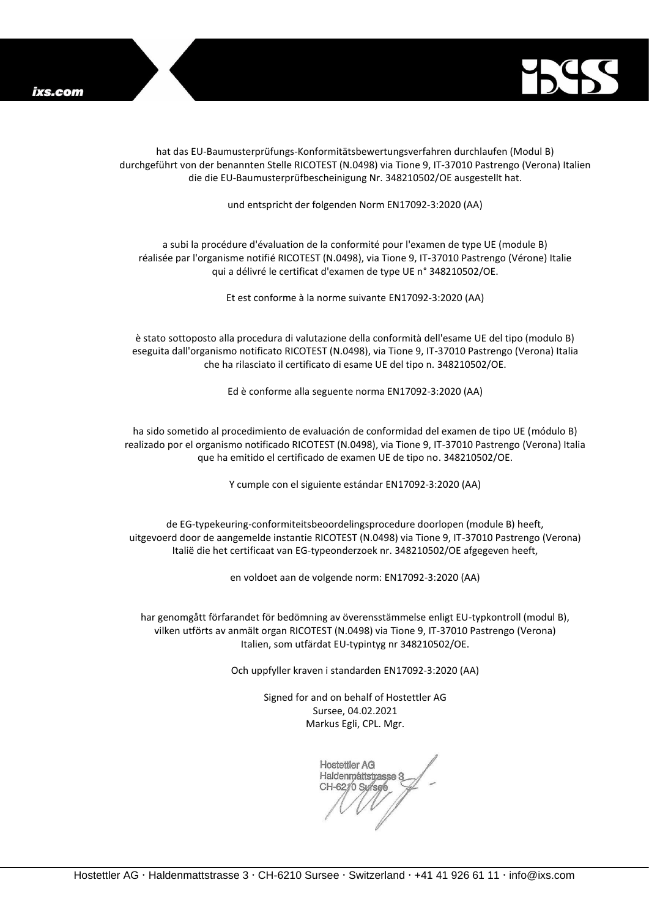hat das EU-Baumusterprüfungs-Konformitätsbewertungsverfahren durchlaufen (Modul B) durchgeführt von der benannten Stelle RICOTEST (N.0498) via Tione 9, IT-37010 Pastrengo (Verona) Italien die die EU-Baumusterprüfbescheinigung Nr. 348210502/OE ausgestellt hat.

und entspricht der folgenden Norm EN17092-3:2020 (AA)

a subi la procédure d'évaluation de la conformité pour l'examen de type UE (module B) réalisée par l'organisme notifié RICOTEST (N.0498), via Tione 9, IT-37010 Pastrengo (Vérone) Italie qui a délivré le certificat d'examen de type UE n° 348210502/OE.

Et est conforme à la norme suivante EN17092-3:2020 (AA)

è stato sottoposto alla procedura di valutazione della conformità dell'esame UE del tipo (modulo B) eseguita dall'organismo notificato RICOTEST (N.0498), via Tione 9, IT-37010 Pastrengo (Verona) Italia che ha rilasciato il certificato di esame UE del tipo n. 348210502/OE.

Ed è conforme alla seguente norma EN17092-3:2020 (AA)

ha sido sometido al procedimiento de evaluación de conformidad del examen de tipo UE (módulo B) realizado por el organismo notificado RICOTEST (N.0498), via Tione 9, IT-37010 Pastrengo (Verona) Italia que ha emitido el certificado de examen UE de tipo no. 348210502/OE.

Y cumple con el siguiente estándar EN17092-3:2020 (AA)

de EG-typekeuring-conformiteitsbeoordelingsprocedure doorlopen (module B) heeft, uitgevoerd door de aangemelde instantie RICOTEST (N.0498) via Tione 9, IT-37010 Pastrengo (Verona) Italië die het certificaat van EG-typeonderzoek nr. 348210502/OE afgegeven heeft,

en voldoet aan de volgende norm: EN17092-3:2020 (AA)

har genomgått förfarandet för bedömning av överensstämmelse enligt EU-typkontroll (modul B), vilken utförts av anmält organ RICOTEST (N.0498) via Tione 9, IT-37010 Pastrengo (Verona) Italien, som utfärdat EU-typintyg nr 348210502/OE.

Och uppfyller kraven i standarden EN17092-3:2020 (AA)

Signed for and on behalf of Hostettler AG
Sursee, 04.02.2021
Markus Egli, CPL. Mgr.

Hostettler AG
Haldenmattstrasse 3
CH-6210 Sursee